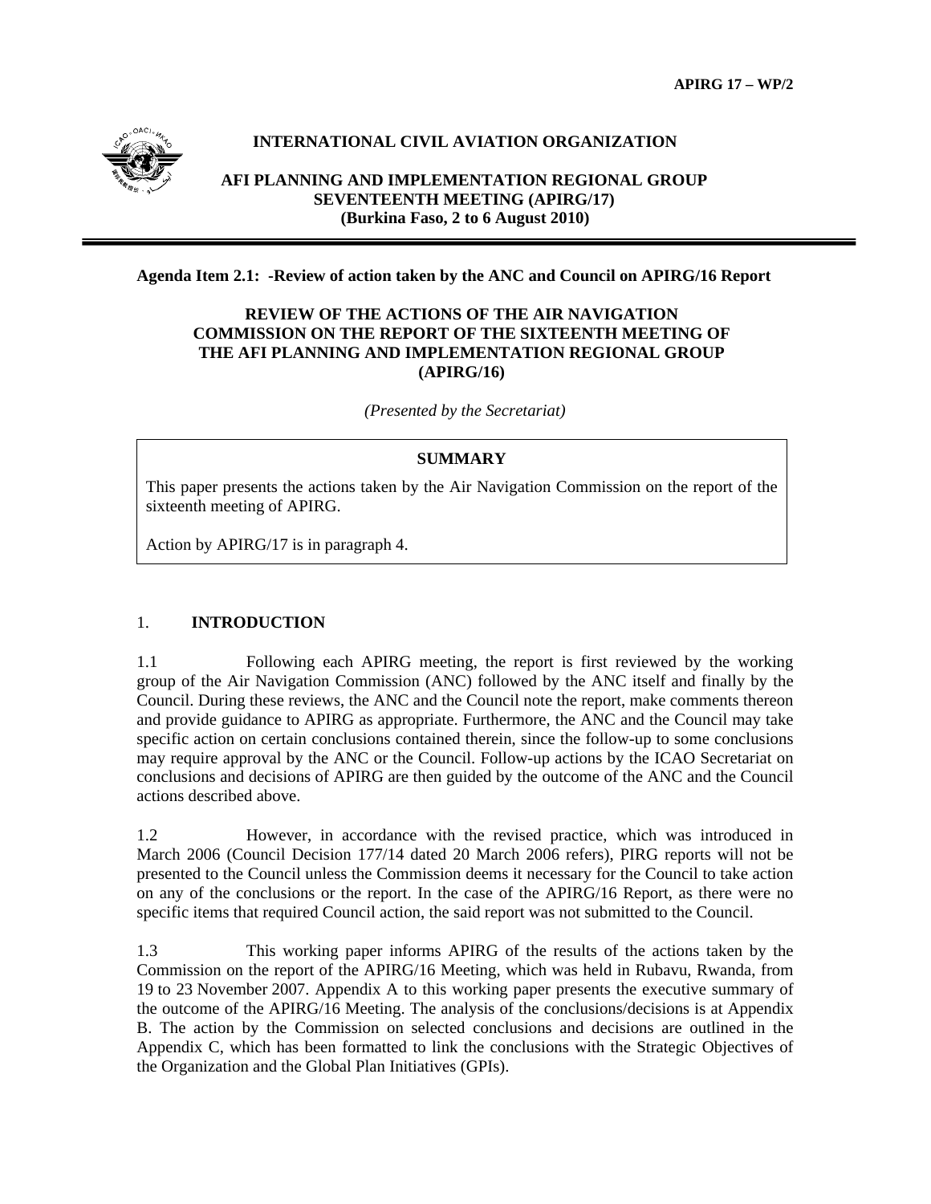APIRG 17 – WP/2

**INTERNATIONAL CIVIL AVIATION ORGANIZATION**

**AFI PLANNING AND IMPLEMENTATION REGIONAL GROUP**
**SEVENTEENTH MEETING (APIRG/17)**
**(Burkina Faso, 2 to 6 August 2010)**

---

**Agenda Item 2.1: -Review of action taken by the ANC and Council on APIRG/16 Report**

# REVIEW OF THE ACTIONS OF THE AIR NAVIGATION COMMISSION ON THE REPORT OF THE SIXTEENTH MEETING OF THE AFI PLANNING AND IMPLEMENTATION REGIONAL GROUP (APIRG/16)

*(Presented by the Secretariat)*

**SUMMARY**

This paper presents the actions taken by the Air Navigation Commission on the report of the sixteenth meeting of APIRG.

Action by APIRG/17 is in paragraph 4.

## 1. INTRODUCTION

1.1 Following each APIRG meeting, the report is first reviewed by the working group of the Air Navigation Commission (ANC) followed by the ANC itself and finally by the Council. During these reviews, the ANC and the Council note the report, make comments thereon and provide guidance to APIRG as appropriate. Furthermore, the ANC and the Council may take specific action on certain conclusions contained therein, since the follow-up to some conclusions may require approval by the ANC or the Council. Follow-up actions by the ICAO Secretariat on conclusions and decisions of APIRG are then guided by the outcome of the ANC and the Council actions described above.

1.2 However, in accordance with the revised practice, which was introduced in March 2006 (Council Decision 177/14 dated 20 March 2006 refers), PIRG reports will not be presented to the Council unless the Commission deems it necessary for the Council to take action on any of the conclusions or the report. In the case of the APIRG/16 Report, as there were no specific items that required Council action, the said report was not submitted to the Council.

1.3 This working paper informs APIRG of the results of the actions taken by the Commission on the report of the APIRG/16 Meeting, which was held in Rubavu, Rwanda, from 19 to 23 November 2007. Appendix A to this working paper presents the executive summary of the outcome of the APIRG/16 Meeting. The analysis of the conclusions/decisions is at Appendix B. The action by the Commission on selected conclusions and decisions are outlined in the Appendix C, which has been formatted to link the conclusions with the Strategic Objectives of the Organization and the Global Plan Initiatives (GPIs).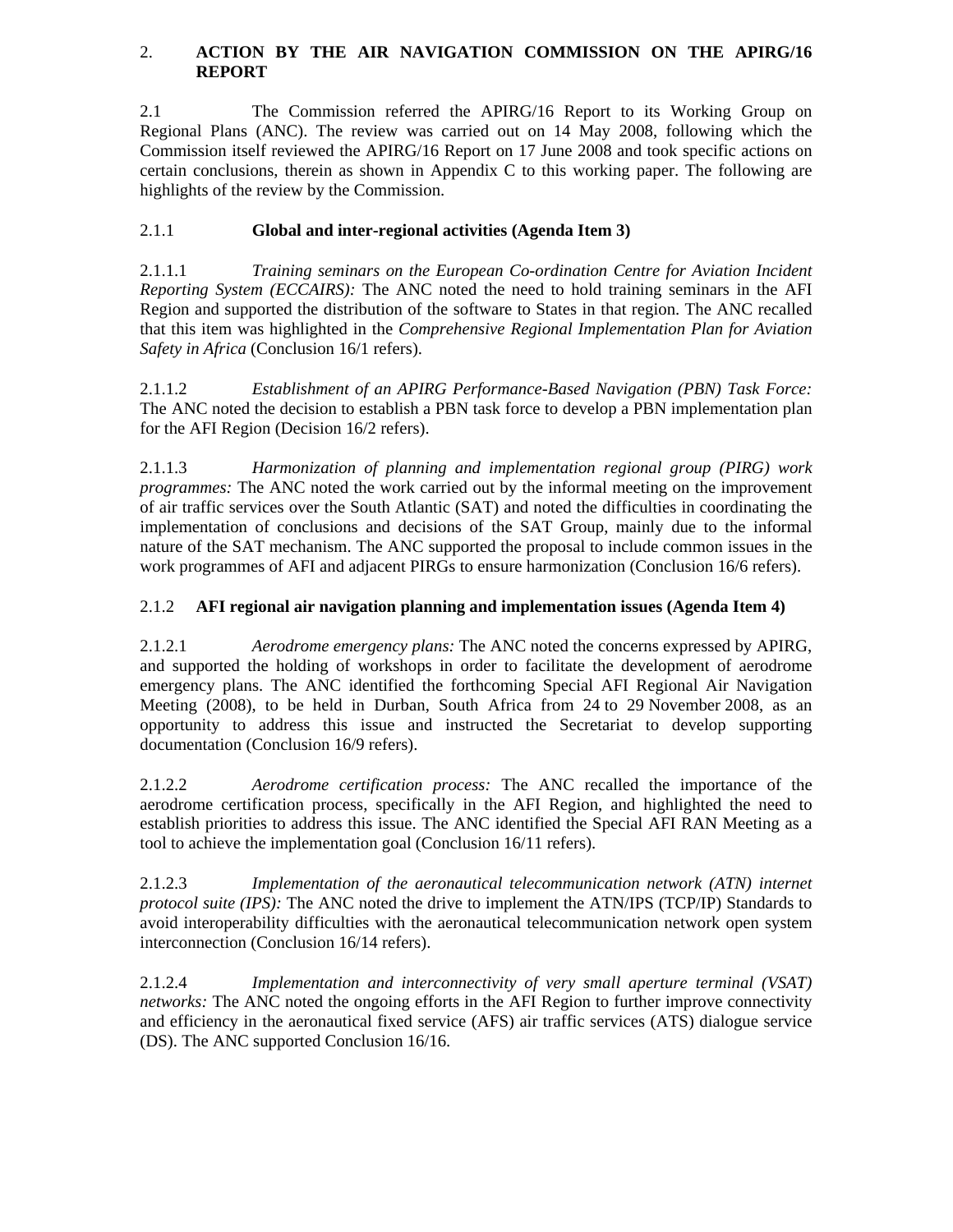## 2. ACTION BY THE AIR NAVIGATION COMMISSION ON THE APIRG/16 REPORT

2.1 The Commission referred the APIRG/16 Report to its Working Group on Regional Plans (ANC). The review was carried out on 14 May 2008, following which the Commission itself reviewed the APIRG/16 Report on 17 June 2008 and took specific actions on certain conclusions, therein as shown in Appendix C to this working paper. The following are highlights of the review by the Commission.

### 2.1.1 Global and inter-regional activities (Agenda Item 3)

2.1.1.1 *Training seminars on the European Co-ordination Centre for Aviation Incident Reporting System (ECCAIRS):* The ANC noted the need to hold training seminars in the AFI Region and supported the distribution of the software to States in that region. The ANC recalled that this item was highlighted in the *Comprehensive Regional Implementation Plan for Aviation Safety in Africa* (Conclusion 16/1 refers).

2.1.1.2 *Establishment of an APIRG Performance-Based Navigation (PBN) Task Force:* The ANC noted the decision to establish a PBN task force to develop a PBN implementation plan for the AFI Region (Decision 16/2 refers).

2.1.1.3 *Harmonization of planning and implementation regional group (PIRG) work programmes:* The ANC noted the work carried out by the informal meeting on the improvement of air traffic services over the South Atlantic (SAT) and noted the difficulties in coordinating the implementation of conclusions and decisions of the SAT Group, mainly due to the informal nature of the SAT mechanism. The ANC supported the proposal to include common issues in the work programmes of AFI and adjacent PIRGs to ensure harmonization (Conclusion 16/6 refers).

### 2.1.2 AFI regional air navigation planning and implementation issues (Agenda Item 4)

2.1.2.1 *Aerodrome emergency plans:* The ANC noted the concerns expressed by APIRG, and supported the holding of workshops in order to facilitate the development of aerodrome emergency plans. The ANC identified the forthcoming Special AFI Regional Air Navigation Meeting (2008), to be held in Durban, South Africa from 24 to 29 November 2008, as an opportunity to address this issue and instructed the Secretariat to develop supporting documentation (Conclusion 16/9 refers).

2.1.2.2 *Aerodrome certification process:* The ANC recalled the importance of the aerodrome certification process, specifically in the AFI Region, and highlighted the need to establish priorities to address this issue. The ANC identified the Special AFI RAN Meeting as a tool to achieve the implementation goal (Conclusion 16/11 refers).

2.1.2.3 *Implementation of the aeronautical telecommunication network (ATN) internet protocol suite (IPS):* The ANC noted the drive to implement the ATN/IPS (TCP/IP) Standards to avoid interoperability difficulties with the aeronautical telecommunication network open system interconnection (Conclusion 16/14 refers).

2.1.2.4 *Implementation and interconnectivity of very small aperture terminal (VSAT) networks:* The ANC noted the ongoing efforts in the AFI Region to further improve connectivity and efficiency in the aeronautical fixed service (AFS) air traffic services (ATS) dialogue service (DS). The ANC supported Conclusion 16/16.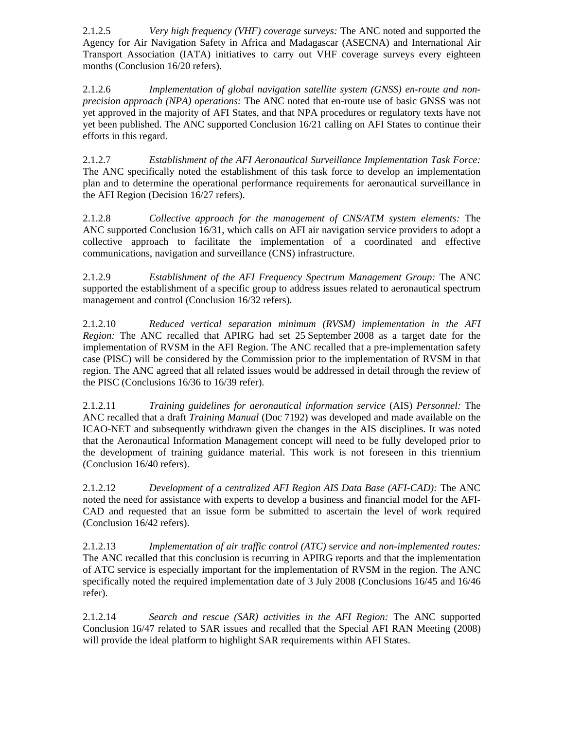2.1.2.5 *Very high frequency (VHF) coverage surveys:* The ANC noted and supported the Agency for Air Navigation Safety in Africa and Madagascar (ASECNA) and International Air Transport Association (IATA) initiatives to carry out VHF coverage surveys every eighteen months (Conclusion 16/20 refers).

2.1.2.6 *Implementation of global navigation satellite system (GNSS) en-route and non-precision approach (NPA) operations:* The ANC noted that en-route use of basic GNSS was not yet approved in the majority of AFI States, and that NPA procedures or regulatory texts have not yet been published. The ANC supported Conclusion 16/21 calling on AFI States to continue their efforts in this regard.

2.1.2.7 *Establishment of the AFI Aeronautical Surveillance Implementation Task Force:* The ANC specifically noted the establishment of this task force to develop an implementation plan and to determine the operational performance requirements for aeronautical surveillance in the AFI Region (Decision 16/27 refers).

2.1.2.8 *Collective approach for the management of CNS/ATM system elements:* The ANC supported Conclusion 16/31, which calls on AFI air navigation service providers to adopt a collective approach to facilitate the implementation of a coordinated and effective communications, navigation and surveillance (CNS) infrastructure.

2.1.2.9 *Establishment of the AFI Frequency Spectrum Management Group:* The ANC supported the establishment of a specific group to address issues related to aeronautical spectrum management and control (Conclusion 16/32 refers).

2.1.2.10 *Reduced vertical separation minimum (RVSM) implementation in the AFI Region:* The ANC recalled that APIRG had set 25 September 2008 as a target date for the implementation of RVSM in the AFI Region. The ANC recalled that a pre-implementation safety case (PISC) will be considered by the Commission prior to the implementation of RVSM in that region. The ANC agreed that all related issues would be addressed in detail through the review of the PISC (Conclusions 16/36 to 16/39 refer).

2.1.2.11 *Training guidelines for aeronautical information service* (AIS) *Personnel:* The ANC recalled that a draft *Training Manual* (Doc 7192) was developed and made available on the ICAO-NET and subsequently withdrawn given the changes in the AIS disciplines. It was noted that the Aeronautical Information Management concept will need to be fully developed prior to the development of training guidance material. This work is not foreseen in this triennium (Conclusion 16/40 refers).

2.1.2.12 *Development of a centralized AFI Region AIS Data Base (AFI-CAD):* The ANC noted the need for assistance with experts to develop a business and financial model for the AFI-CAD and requested that an issue form be submitted to ascertain the level of work required (Conclusion 16/42 refers).

2.1.2.13 *Implementation of air traffic control (ATC)* s*ervice and non-implemented routes:* The ANC recalled that this conclusion is recurring in APIRG reports and that the implementation of ATC service is especially important for the implementation of RVSM in the region. The ANC specifically noted the required implementation date of 3 July 2008 (Conclusions 16/45 and 16/46 refer).

2.1.2.14 *Search and rescue (SAR) activities in the AFI Region:* The ANC supported Conclusion 16/47 related to SAR issues and recalled that the Special AFI RAN Meeting (2008) will provide the ideal platform to highlight SAR requirements within AFI States.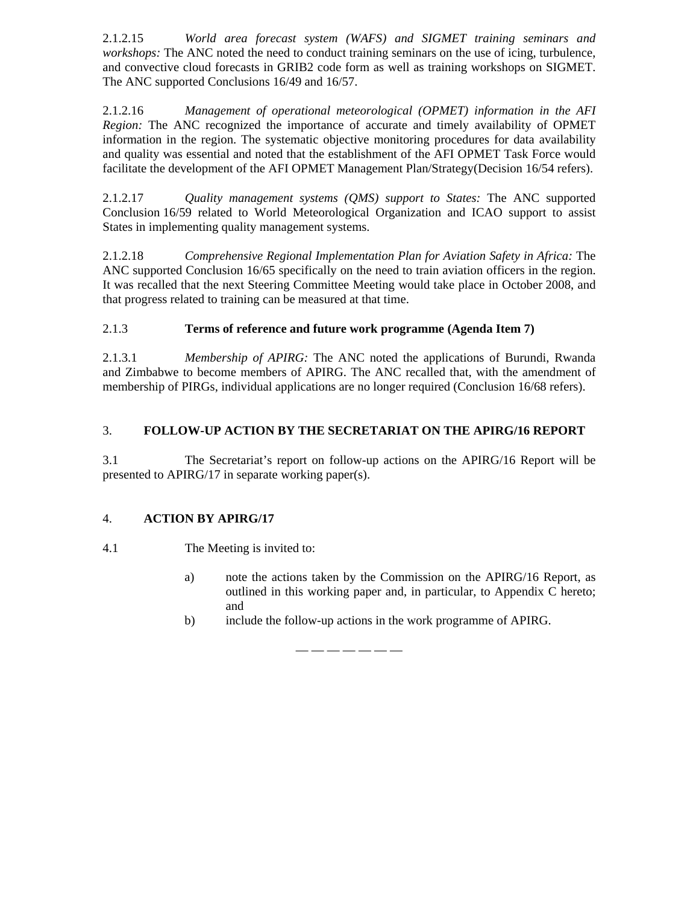2.1.2.15 *World area forecast system (WAFS) and SIGMET training seminars and workshops:* The ANC noted the need to conduct training seminars on the use of icing, turbulence, and convective cloud forecasts in GRIB2 code form as well as training workshops on SIGMET. The ANC supported Conclusions 16/49 and 16/57.

2.1.2.16 *Management of operational meteorological (OPMET) information in the AFI Region:* The ANC recognized the importance of accurate and timely availability of OPMET information in the region. The systematic objective monitoring procedures for data availability and quality was essential and noted that the establishment of the AFI OPMET Task Force would facilitate the development of the AFI OPMET Management Plan/Strategy(Decision 16/54 refers).

2.1.2.17 *Quality management systems (QMS) support to States:* The ANC supported Conclusion 16/59 related to World Meteorological Organization and ICAO support to assist States in implementing quality management systems.

2.1.2.18 *Comprehensive Regional Implementation Plan for Aviation Safety in Africa:* The ANC supported Conclusion 16/65 specifically on the need to train aviation officers in the region. It was recalled that the next Steering Committee Meeting would take place in October 2008, and that progress related to training can be measured at that time.

### 2.1.3 Terms of reference and future work programme (Agenda Item 7)

2.1.3.1 *Membership of APIRG:* The ANC noted the applications of Burundi, Rwanda and Zimbabwe to become members of APIRG. The ANC recalled that, with the amendment of membership of PIRGs, individual applications are no longer required (Conclusion 16/68 refers).

## 3. FOLLOW-UP ACTION BY THE SECRETARIAT ON THE APIRG/16 REPORT

3.1 The Secretariat's report on follow-up actions on the APIRG/16 Report will be presented to APIRG/17 in separate working paper(s).

## 4. ACTION BY APIRG/17

4.1 The Meeting is invited to:

a) note the actions taken by the Commission on the APIRG/16 Report, as outlined in this working paper and, in particular, to Appendix C hereto; and

b) include the follow-up actions in the work programme of APIRG.

— — — — — — —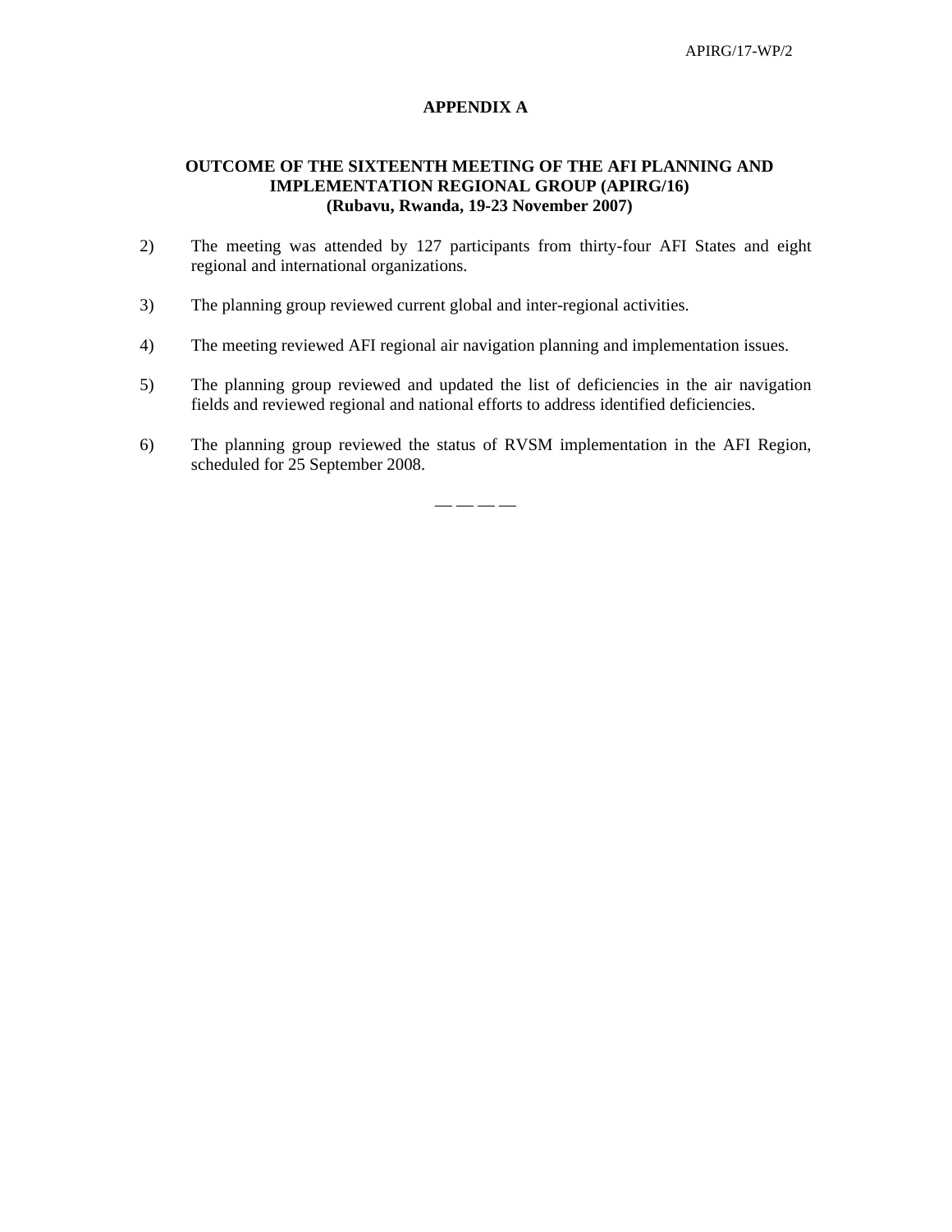# APPENDIX A

## OUTCOME OF THE SIXTEENTH MEETING OF THE AFI PLANNING AND IMPLEMENTATION REGIONAL GROUP (APIRG/16)
### (Rubavu, Rwanda, 19-23 November 2007)

2) The meeting was attended by 127 participants from thirty-four AFI States and eight regional and international organizations.

3) The planning group reviewed current global and inter-regional activities.

4) The meeting reviewed AFI regional air navigation planning and implementation issues.

5) The planning group reviewed and updated the list of deficiencies in the air navigation fields and reviewed regional and national efforts to address identified deficiencies.

6) The planning group reviewed the status of RVSM implementation in the AFI Region, scheduled for 25 September 2008.

— — — —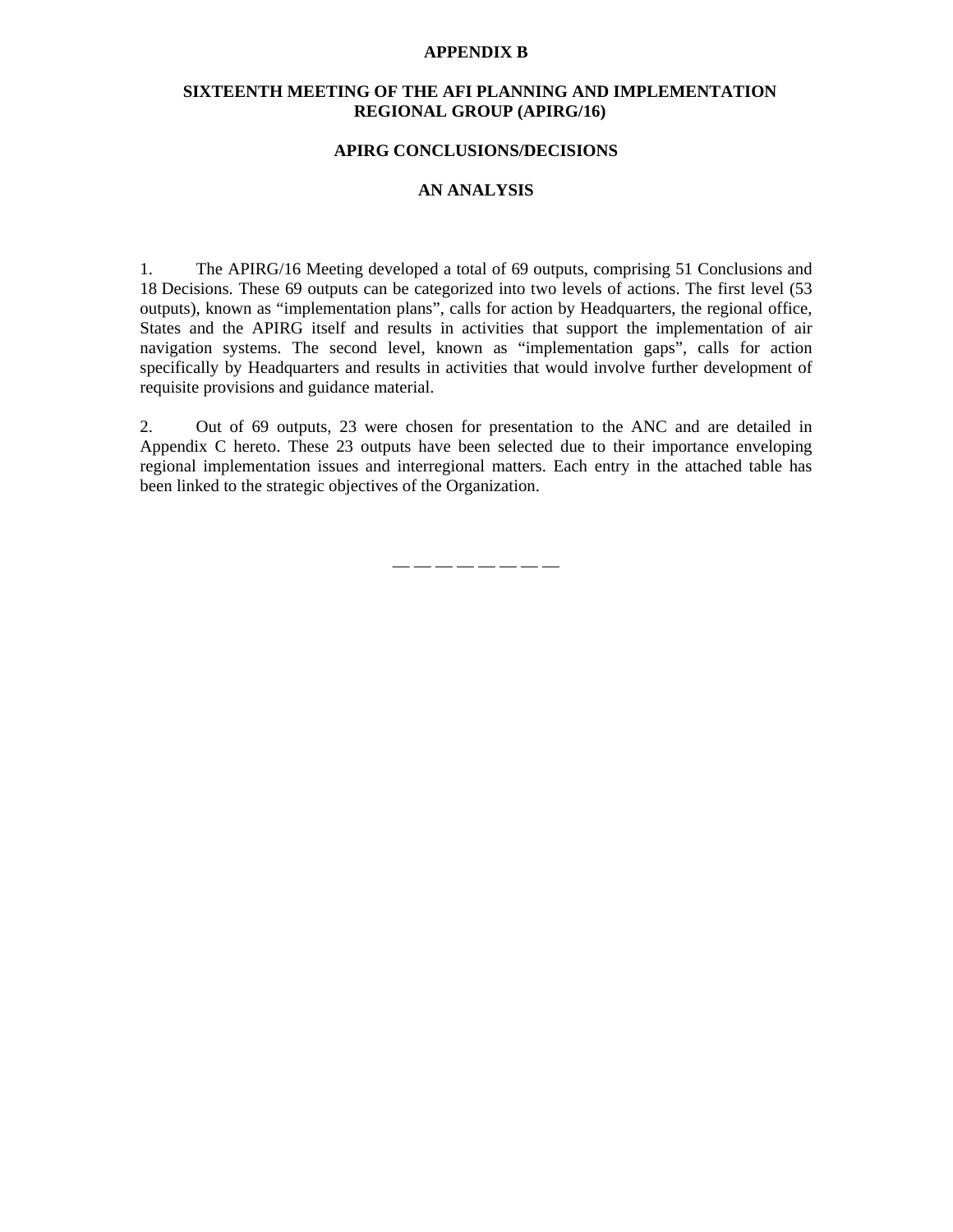**APPENDIX B**

**SIXTEENTH MEETING OF THE AFI PLANNING AND IMPLEMENTATION REGIONAL GROUP (APIRG/16)**

**APIRG CONCLUSIONS/DECISIONS**

**AN ANALYSIS**

1. The APIRG/16 Meeting developed a total of 69 outputs, comprising 51 Conclusions and 18 Decisions. These 69 outputs can be categorized into two levels of actions. The first level (53 outputs), known as “implementation plans”, calls for action by Headquarters, the regional office, States and the APIRG itself and results in activities that support the implementation of air navigation systems. The second level, known as “implementation gaps”, calls for action specifically by Headquarters and results in activities that would involve further development of requisite provisions and guidance material.

2. Out of 69 outputs, 23 were chosen for presentation to the ANC and are detailed in Appendix C hereto. These 23 outputs have been selected due to their importance enveloping regional implementation issues and interregional matters. Each entry in the attached table has been linked to the strategic objectives of the Organization.

— — — — — — — —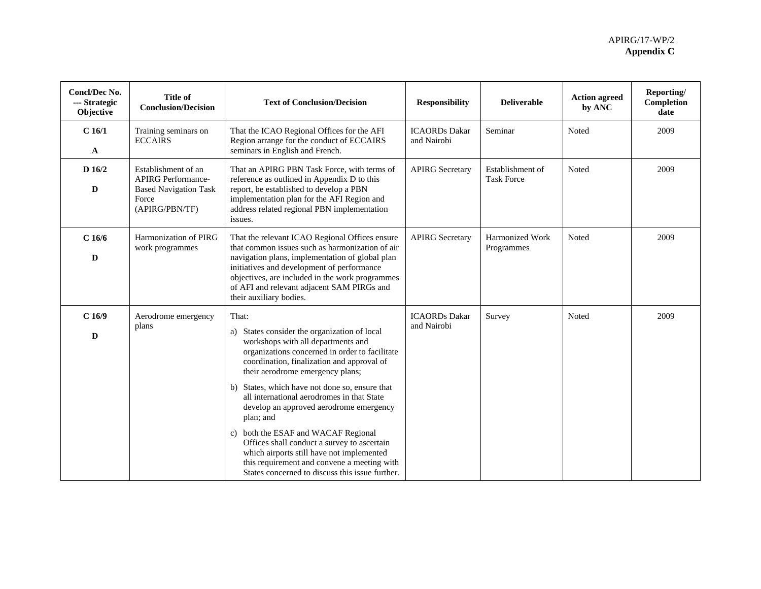APIRG/17-WP/2
**Appendix C**

| Concl/Dec No. --- Strategic Objective | Title of Conclusion/Decision | Text of Conclusion/Decision | Responsibility | Deliverable | Action agreed by ANC | Reporting/ Completion date |
|---|---|---|---|---|---|---|
| **C 16/1** **A** | Training seminars on ECCAIRS | That the ICAO Regional Offices for the AFI Region arrange for the conduct of ECCAIRS seminars in English and French. | ICAORDs Dakar and Nairobi | Seminar | Noted | 2009 |
| **D 16/2** **D** | Establishment of an APIRG Performance-Based Navigation Task Force (APIRG/PBN/TF) | That an APIRG PBN Task Force, with terms of reference as outlined in Appendix D to this report, be established to develop a PBN implementation plan for the AFI Region and address related regional PBN implementation issues. | APIRG Secretary | Establishment of Task Force | Noted | 2009 |
| **C 16/6** **D** | Harmonization of PIRG work programmes | That the relevant ICAO Regional Offices ensure that common issues such as harmonization of air navigation plans, implementation of global plan initiatives and development of performance objectives, are included in the work programmes of AFI and relevant adjacent SAM PIRGs and their auxiliary bodies. | APIRG Secretary | Harmonized Work Programmes | Noted | 2009 |
| **C 16/9** **D** | Aerodrome emergency plans | That: a) States consider the organization of local workshops with all departments and organizations concerned in order to facilitate coordination, finalization and approval of their aerodrome emergency plans; b) States, which have not done so, ensure that all international aerodromes in that State develop an approved aerodrome emergency plan; and c) both the ESAF and WACAF Regional Offices shall conduct a survey to ascertain which airports still have not implemented this requirement and convene a meeting with States concerned to discuss this issue further. | ICAORDs Dakar and Nairobi | Survey | Noted | 2009 |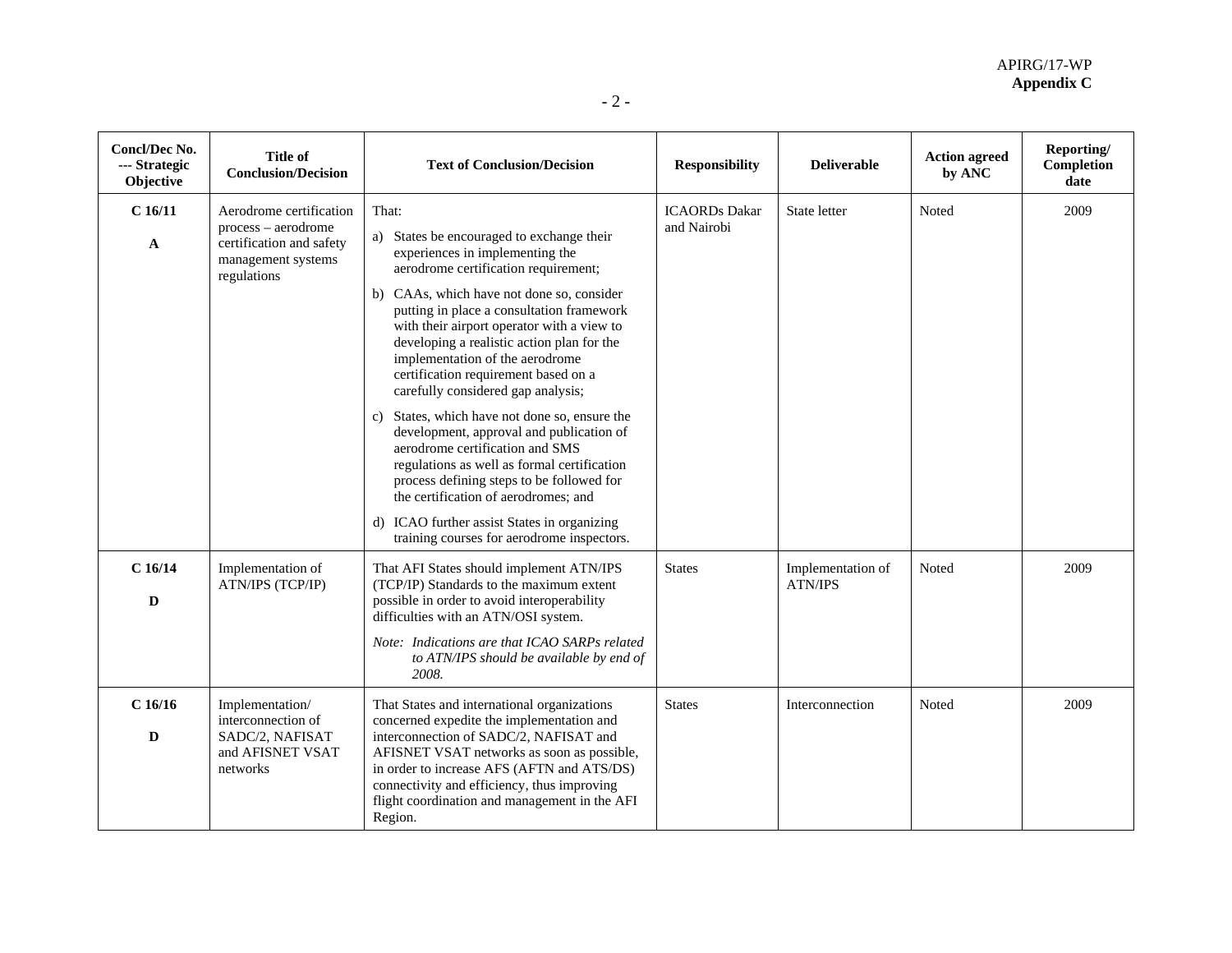| Concl/Dec No. --- Strategic Objective | Title of Conclusion/Decision | Text of Conclusion/Decision | Responsibility | Deliverable | Action agreed by ANC | Reporting/ Completion date |
|---|---|---|---|---|---|---|
| C 16/11<br><br>A | Aerodrome certification process – aerodrome certification and safety management systems regulations | That:<br>a) States be encouraged to exchange their experiences in implementing the aerodrome certification requirement;<br>b) CAAs, which have not done so, consider putting in place a consultation framework with their airport operator with a view to developing a realistic action plan for the implementation of the aerodrome certification requirement based on a carefully considered gap analysis;<br>c) States, which have not done so, ensure the development, approval and publication of aerodrome certification and SMS regulations as well as formal certification process defining steps to be followed for the certification of aerodromes; and<br>d) ICAO further assist States in organizing training courses for aerodrome inspectors. | ICAORDs Dakar and Nairobi | State letter | Noted | 2009 |
| C 16/14<br><br>D | Implementation of ATN/IPS (TCP/IP) | That AFI States should implement ATN/IPS (TCP/IP) Standards to the maximum extent possible in order to avoid interoperability difficulties with an ATN/OSI system.<br>*Note: Indications are that ICAO SARPs related to ATN/IPS should be available by end of 2008.* | States | Implementation of ATN/IPS | Noted | 2009 |
| C 16/16<br><br>D | Implementation/ interconnection of SADC/2, NAFISAT and AFISNET VSAT networks | That States and international organizations concerned expedite the implementation and interconnection of SADC/2, NAFISAT and AFISNET VSAT networks as soon as possible, in order to increase AFS (AFTN and ATS/DS) connectivity and efficiency, thus improving flight coordination and management in the AFI Region. | States | Interconnection | Noted | 2009 |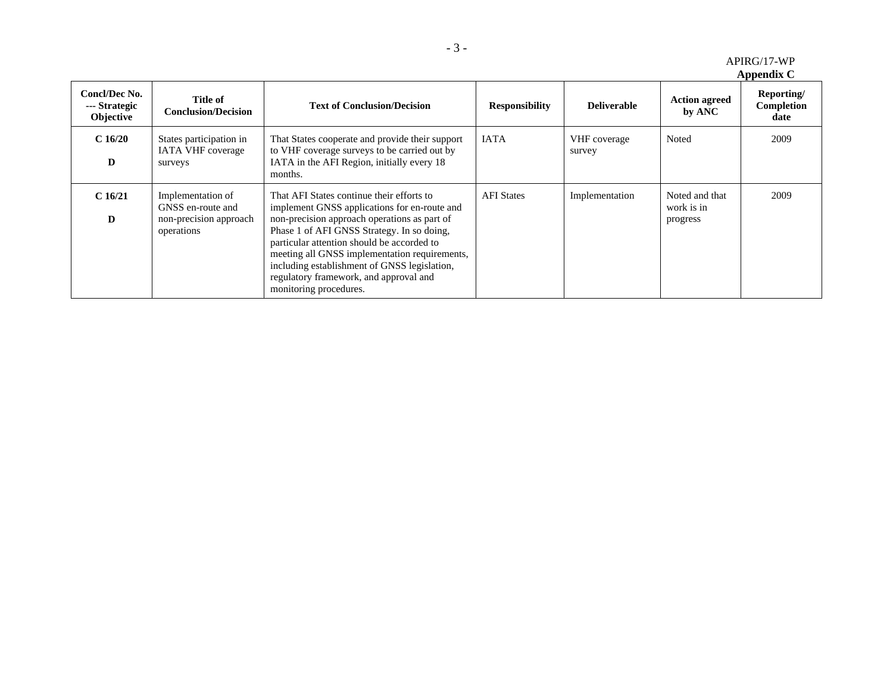APIRG/17-WP
**Appendix C**

| Concl/Dec No. --- Strategic Objective | Title of Conclusion/Decision | Text of Conclusion/Decision | Responsibility | Deliverable | Action agreed by ANC | Reporting/ Completion date |
|---|---|---|---|---|---|---|
| **C 16/20** **D** | States participation in IATA VHF coverage surveys | That States cooperate and provide their support to VHF coverage surveys to be carried out by IATA in the AFI Region, initially every 18 months. | IATA | VHF coverage survey | Noted | 2009 |
| **C 16/21** **D** | Implementation of GNSS en-route and non-precision approach operations | That AFI States continue their efforts to implement GNSS applications for en-route and non-precision approach operations as part of Phase 1 of AFI GNSS Strategy. In so doing, particular attention should be accorded to meeting all GNSS implementation requirements, including establishment of GNSS legislation, regulatory framework, and approval and monitoring procedures. | AFI States | Implementation | Noted and that work is in progress | 2009 |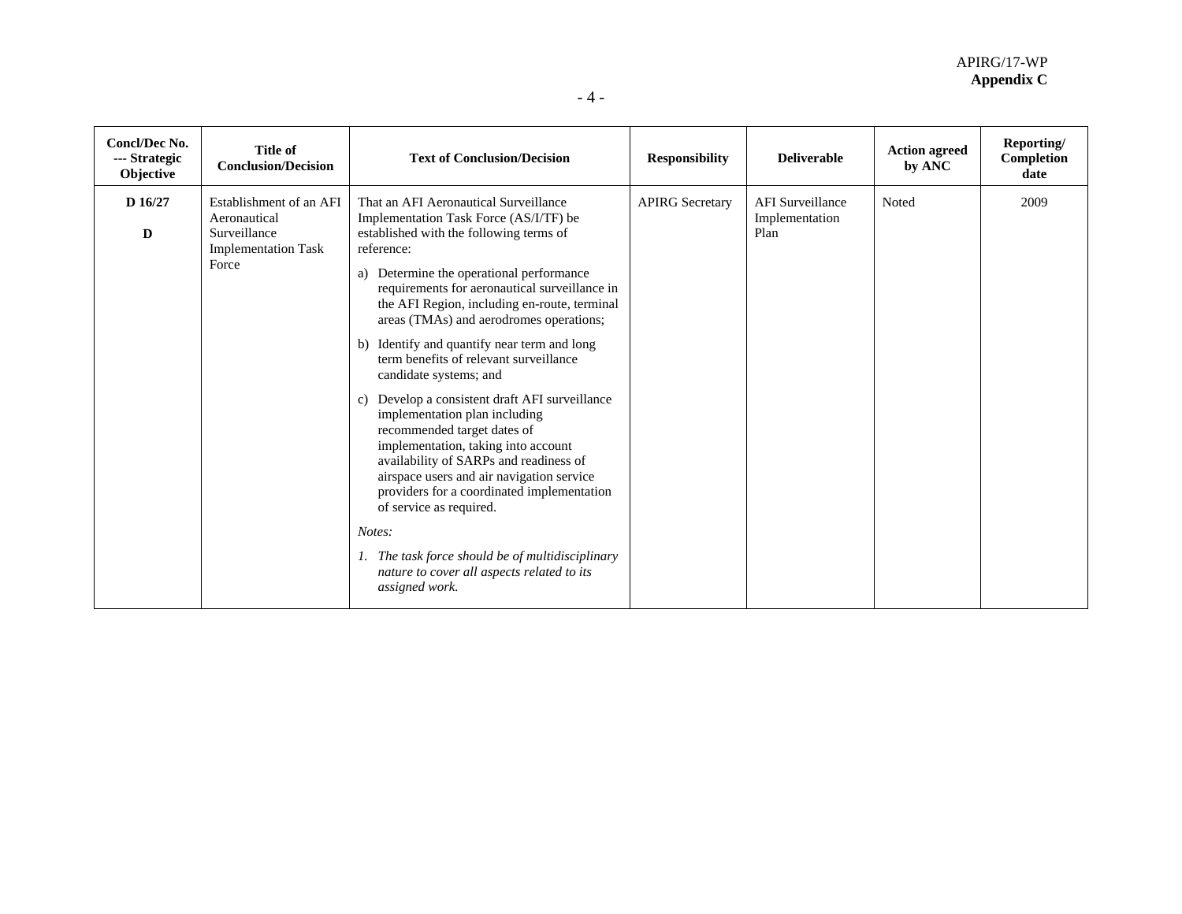| Concl/Dec No. --- Strategic Objective | Title of Conclusion/Decision | Text of Conclusion/Decision | Responsibility | Deliverable | Action agreed by ANC | Reporting/ Completion date |
|---|---|---|---|---|---|---|
| **D 16/27**<br><br>**D** | Establishment of an AFI Aeronautical Surveillance Implementation Task Force | That an AFI Aeronautical Surveillance Implementation Task Force (AS/I/TF) be established with the following terms of reference:<br><br>a) Determine the operational performance requirements for aeronautical surveillance in the AFI Region, including en-route, terminal areas (TMAs) and aerodromes operations;<br><br>b) Identify and quantify near term and long term benefits of relevant surveillance candidate systems; and<br><br>c) Develop a consistent draft AFI surveillance implementation plan including recommended target dates of implementation, taking into account availability of SARPs and readiness of airspace users and air navigation service providers for a coordinated implementation of service as required.<br><br>*Notes:*<br><br>*1. The task force should be of multidisciplinary nature to cover all aspects related to its assigned work.* | APIRG Secretary | AFI Surveillance Implementation Plan | Noted | 2009 |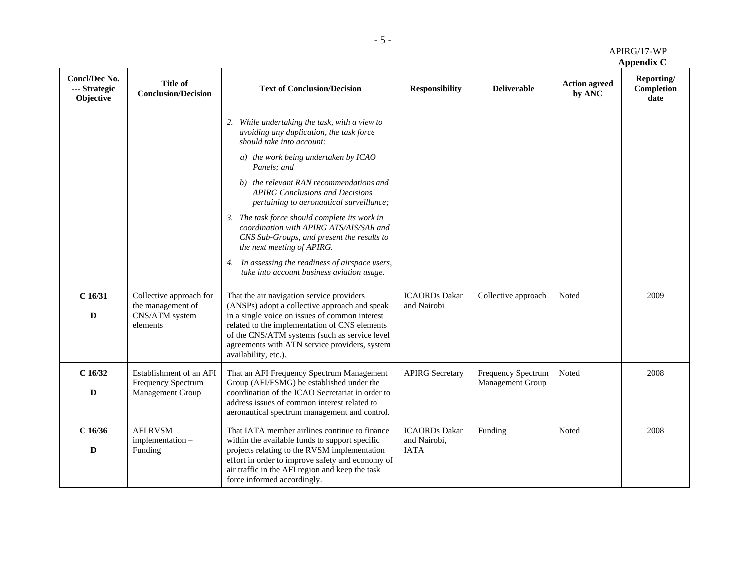APIRG/17-WP
**Appendix C**

| Concl/Dec No. --- Strategic Objective | Title of Conclusion/Decision | Text of Conclusion/Decision | Responsibility | Deliverable | Action agreed by ANC | Reporting/ Completion date |
|---|---|---|---|---|---|---|
| | | *2. While undertaking the task, with a view to avoiding any duplication, the task force should take into account:* *a) the work being undertaken by ICAO Panels; and* *b) the relevant RAN recommendations and APIRG Conclusions and Decisions pertaining to aeronautical surveillance;* *3. The task force should complete its work in coordination with APIRG ATS/AIS/SAR and CNS Sub-Groups, and present the results to the next meeting of APIRG.* *4. In assessing the readiness of airspace users, take into account business aviation usage.* | | | | |
| **C 16/31** **D** | Collective approach for the management of CNS/ATM system elements | That the air navigation service providers (ANSPs) adopt a collective approach and speak in a single voice on issues of common interest related to the implementation of CNS elements of the CNS/ATM systems (such as service level agreements with ATN service providers, system availability, etc.). | ICAORDs Dakar and Nairobi | Collective approach | Noted | 2009 |
| **C 16/32** **D** | Establishment of an AFI Frequency Spectrum Management Group | That an AFI Frequency Spectrum Management Group (AFI/FSMG) be established under the coordination of the ICAO Secretariat in order to address issues of common interest related to aeronautical spectrum management and control. | APIRG Secretary | Frequency Spectrum Management Group | Noted | 2008 |
| **C 16/36** **D** | AFI RVSM implementation – Funding | That IATA member airlines continue to finance within the available funds to support specific projects relating to the RVSM implementation effort in order to improve safety and economy of air traffic in the AFI region and keep the task force informed accordingly. | ICAORDs Dakar and Nairobi, IATA | Funding | Noted | 2008 |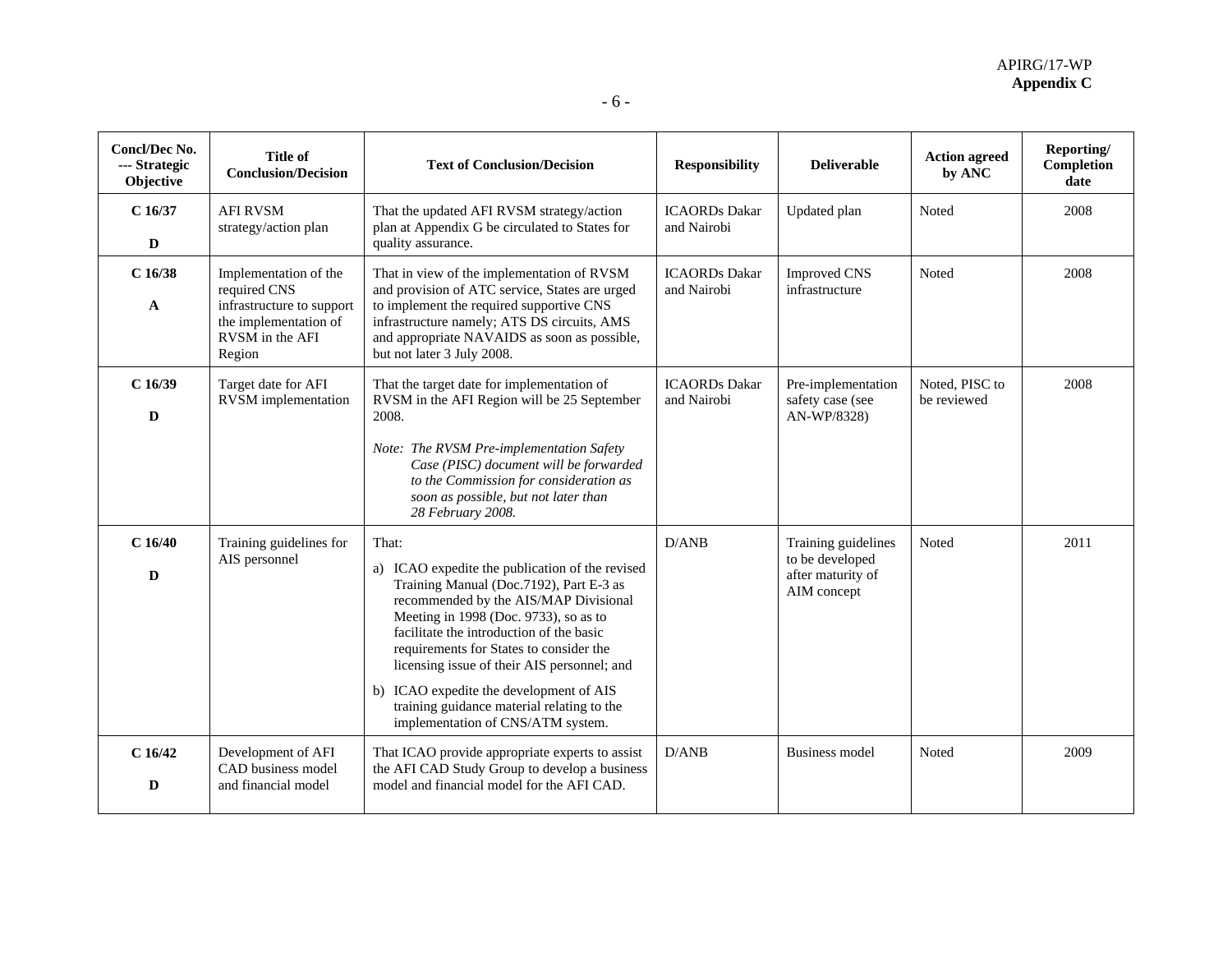| Concl/Dec No. --- Strategic Objective | Title of Conclusion/Decision | Text of Conclusion/Decision | Responsibility | Deliverable | Action agreed by ANC | Reporting/ Completion date |
|---|---|---|---|---|---|---|
| **C 16/37**<br><br>**D** | AFI RVSM strategy/action plan | That the updated AFI RVSM strategy/action plan at Appendix G be circulated to States for quality assurance. | ICAORDs Dakar and Nairobi | Updated plan | Noted | 2008 |
| **C 16/38**<br><br>**A** | Implementation of the required CNS infrastructure to support the implementation of RVSM in the AFI Region | That in view of the implementation of RVSM and provision of ATC service, States are urged to implement the required supportive CNS infrastructure namely; ATS DS circuits, AMS and appropriate NAVAIDS as soon as possible, but not later 3 July 2008. | ICAORDs Dakar and Nairobi | Improved CNS infrastructure | Noted | 2008 |
| **C 16/39**<br><br>**D** | Target date for AFI RVSM implementation | That the target date for implementation of RVSM in the AFI Region will be 25 September 2008.<br><br>*Note: The RVSM Pre-implementation Safety Case (PISC) document will be forwarded to the Commission for consideration as soon as possible, but not later than 28 February 2008.* | ICAORDs Dakar and Nairobi | Pre-implementation safety case (see AN-WP/8328) | Noted, PISC to be reviewed | 2008 |
| **C 16/40**<br><br>**D** | Training guidelines for AIS personnel | That:<br><br>a) ICAO expedite the publication of the revised Training Manual (Doc.7192), Part E-3 as recommended by the AIS/MAP Divisional Meeting in 1998 (Doc. 9733), so as to facilitate the introduction of the basic requirements for States to consider the licensing issue of their AIS personnel; and<br><br>b) ICAO expedite the development of AIS training guidance material relating to the implementation of CNS/ATM system. | D/ANB | Training guidelines to be developed after maturity of AIM concept | Noted | 2011 |
| **C 16/42**<br><br>**D** | Development of AFI CAD business model and financial model | That ICAO provide appropriate experts to assist the AFI CAD Study Group to develop a business model and financial model for the AFI CAD. | D/ANB | Business model | Noted | 2009 |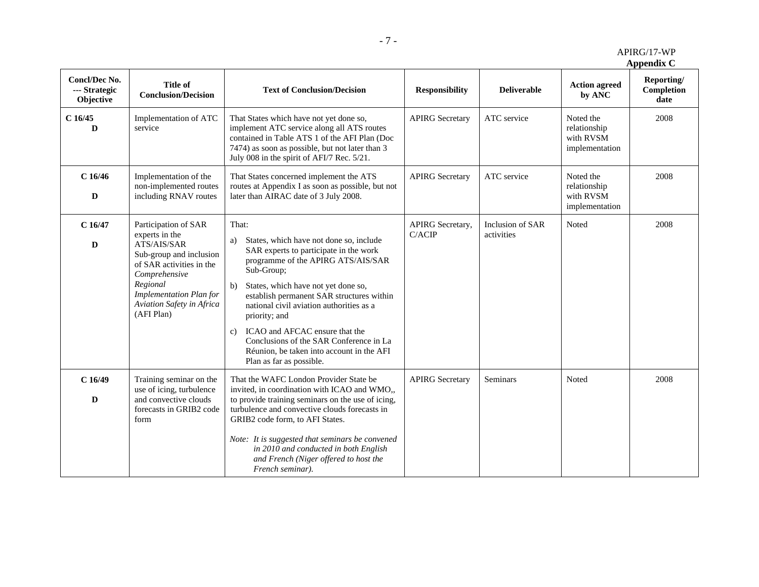APIRG/17-WP
**Appendix C**

| Concl/Dec No. --- Strategic Objective | Title of Conclusion/Decision | Text of Conclusion/Decision | Responsibility | Deliverable | Action agreed by ANC | Reporting/ Completion date |
|---|---|---|---|---|---|---|
| **C 16/45** **D** | Implementation of ATC service | That States which have not yet done so, implement ATC service along all ATS routes contained in Table ATS 1 of the AFI Plan (Doc 7474) as soon as possible, but not later than 3 July 008 in the spirit of AFI/7 Rec. 5/21. | APIRG Secretary | ATC service | Noted the relationship with RVSM implementation | 2008 |
| **C 16/46** **D** | Implementation of the non-implemented routes including RNAV routes | That States concerned implement the ATS routes at Appendix I as soon as possible, but not later than AIRAC date of 3 July 2008. | APIRG Secretary | ATC service | Noted the relationship with RVSM implementation | 2008 |
| **C 16/47** **D** | Participation of SAR experts in the ATS/AIS/SAR Sub-group and inclusion of SAR activities in the *Comprehensive Regional Implementation Plan for Aviation Safety in Africa* (AFI Plan) | That: a) States, which have not done so, include SAR experts to participate in the work programme of the APIRG ATS/AIS/SAR Sub-Group; b) States, which have not yet done so, establish permanent SAR structures within national civil aviation authorities as a priority; and c) ICAO and AFCAC ensure that the Conclusions of the SAR Conference in La Réunion, be taken into account in the AFI Plan as far as possible. | APIRG Secretary, C/ACIP | Inclusion of SAR activities | Noted | 2008 |
| **C 16/49** **D** | Training seminar on the use of icing, turbulence and convective clouds forecasts in GRIB2 code form | That the WAFC London Provider State be invited, in coordination with ICAO and WMO,, to provide training seminars on the use of icing, turbulence and convective clouds forecasts in GRIB2 code form, to AFI States. *Note: It is suggested that seminars be convened in 2010 and conducted in both English and French (Niger offered to host the French seminar).* | APIRG Secretary | Seminars | Noted | 2008 |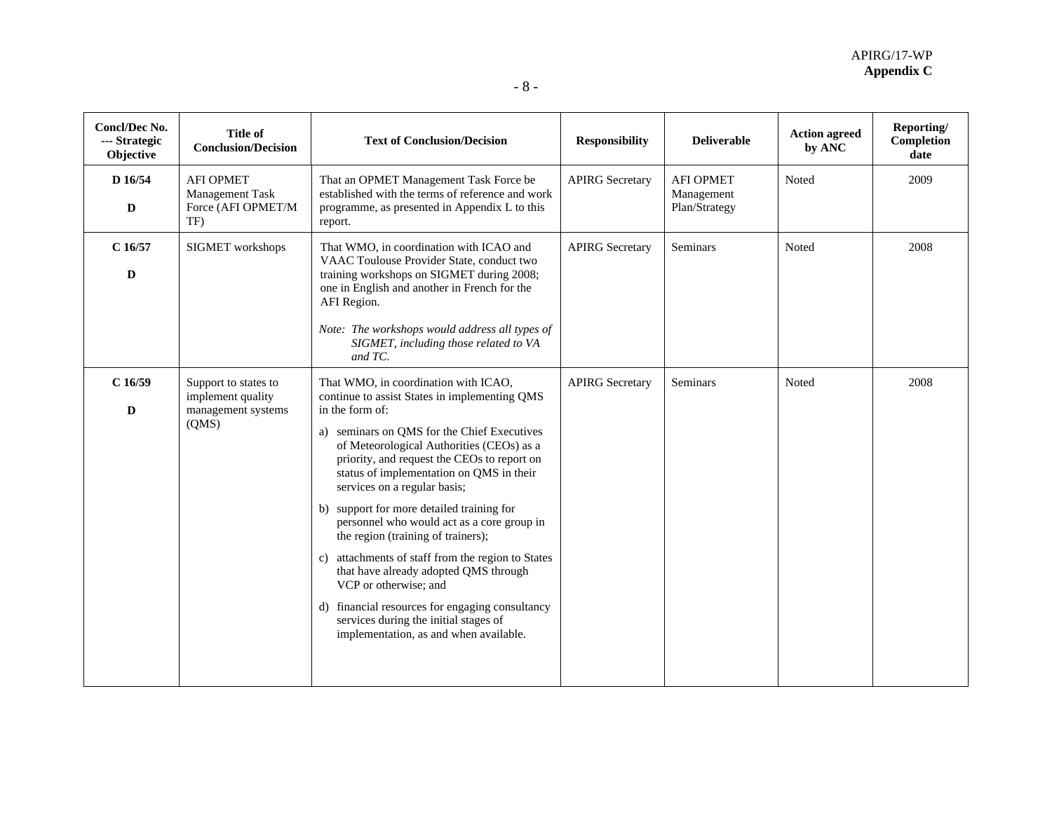| Concl/Dec No. --- Strategic Objective | Title of Conclusion/Decision | Text of Conclusion/Decision | Responsibility | Deliverable | Action agreed by ANC | Reporting/ Completion date |
|---|---|---|---|---|---|---|
| D 16/54<br><br>D | AFI OPMET Management Task Force (AFI OPMET/M TF) | That an OPMET Management Task Force be established with the terms of reference and work programme, as presented in Appendix L to this report. | APIRG Secretary | AFI OPMET Management Plan/Strategy | Noted | 2009 |
| C 16/57<br><br>D | SIGMET workshops | That WMO, in coordination with ICAO and VAAC Toulouse Provider State, conduct two training workshops on SIGMET during 2008; one in English and another in French for the AFI Region.<br><br>*Note: The workshops would address all types of SIGMET, including those related to VA and TC.* | APIRG Secretary | Seminars | Noted | 2008 |
| C 16/59<br><br>D | Support to states to implement quality management systems (QMS) | That WMO, in coordination with ICAO, continue to assist States in implementing QMS in the form of:<br><br>a) seminars on QMS for the Chief Executives of Meteorological Authorities (CEOs) as a priority, and request the CEOs to report on status of implementation on QMS in their services on a regular basis;<br><br>b) support for more detailed training for personnel who would act as a core group in the region (training of trainers);<br><br>c) attachments of staff from the region to States that have already adopted QMS through VCP or otherwise; and<br><br>d) financial resources for engaging consultancy services during the initial stages of implementation, as and when available. | APIRG Secretary | Seminars | Noted | 2008 |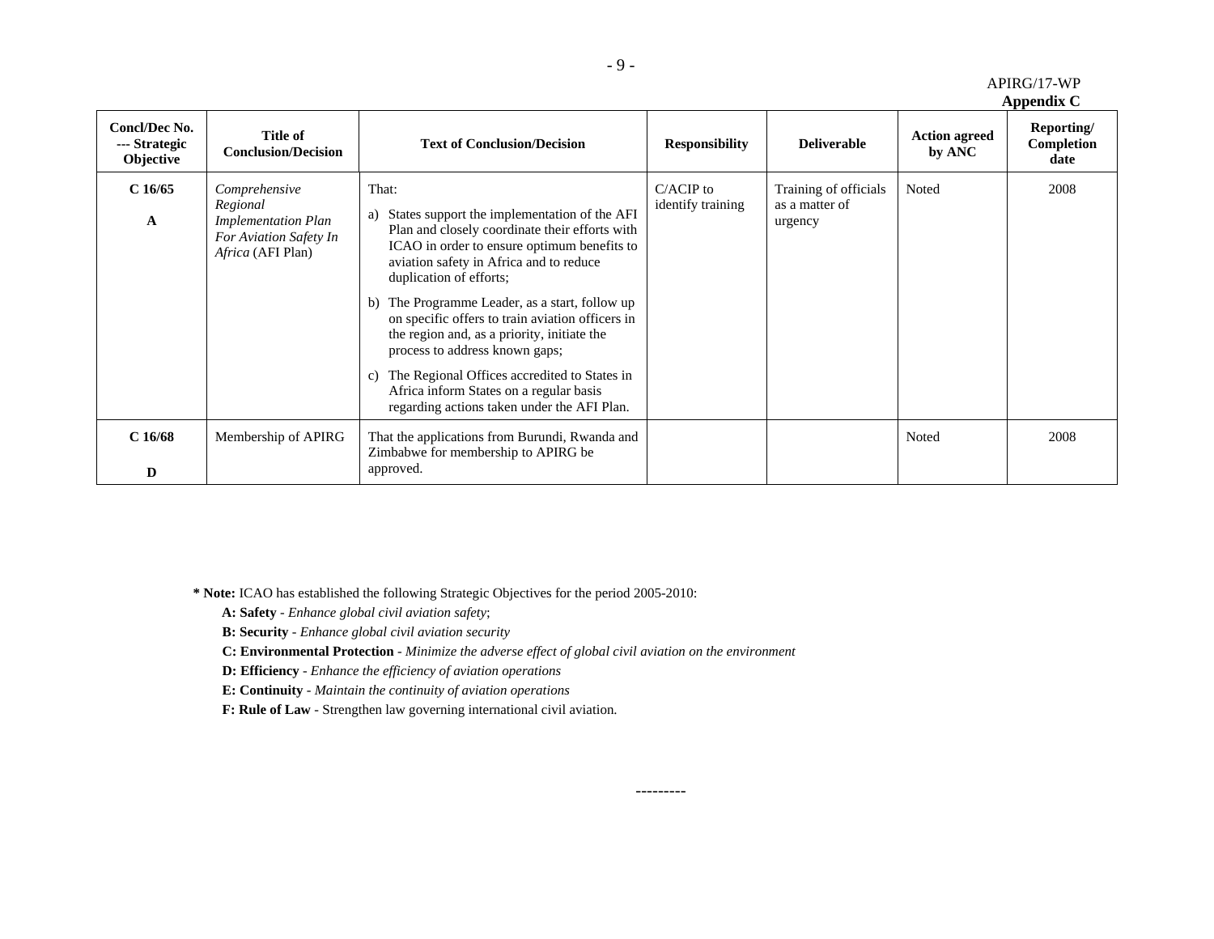APIRG/17-WP
**Appendix C**

| Concl/Dec No. --- Strategic Objective | Title of Conclusion/Decision | Text of Conclusion/Decision | Responsibility | Deliverable | Action agreed by ANC | Reporting/ Completion date |
|---|---|---|---|---|---|---|
| **C 16/65**<br><br>**A** | *Comprehensive Regional Implementation Plan For Aviation Safety In Africa* (AFI Plan) | That:<br>a) States support the implementation of the AFI Plan and closely coordinate their efforts with ICAO in order to ensure optimum benefits to aviation safety in Africa and to reduce duplication of efforts;<br>b) The Programme Leader, as a start, follow up on specific offers to train aviation officers in the region and, as a priority, initiate the process to address known gaps;<br>c) The Regional Offices accredited to States in Africa inform States on a regular basis regarding actions taken under the AFI Plan. | C/ACIP to identify training | Training of officials as a matter of urgency | Noted | 2008 |
| **C 16/68**<br><br>**D** | Membership of APIRG | That the applications from Burundi, Rwanda and Zimbabwe for membership to APIRG be approved. | | | Noted | 2008 |

**\* Note:** ICAO has established the following Strategic Objectives for the period 2005-2010:

**A: Safety** - *Enhance global civil aviation safety*;

**B: Security** - *Enhance global civil aviation security*

**C: Environmental Protection** - *Minimize the adverse effect of global civil aviation on the environment*

**D: Efficiency** - *Enhance the efficiency of aviation operations*

**E: Continuity** - *Maintain the continuity of aviation operations*

**F: Rule of Law** - Strengthen law governing international civil aviation.

---------